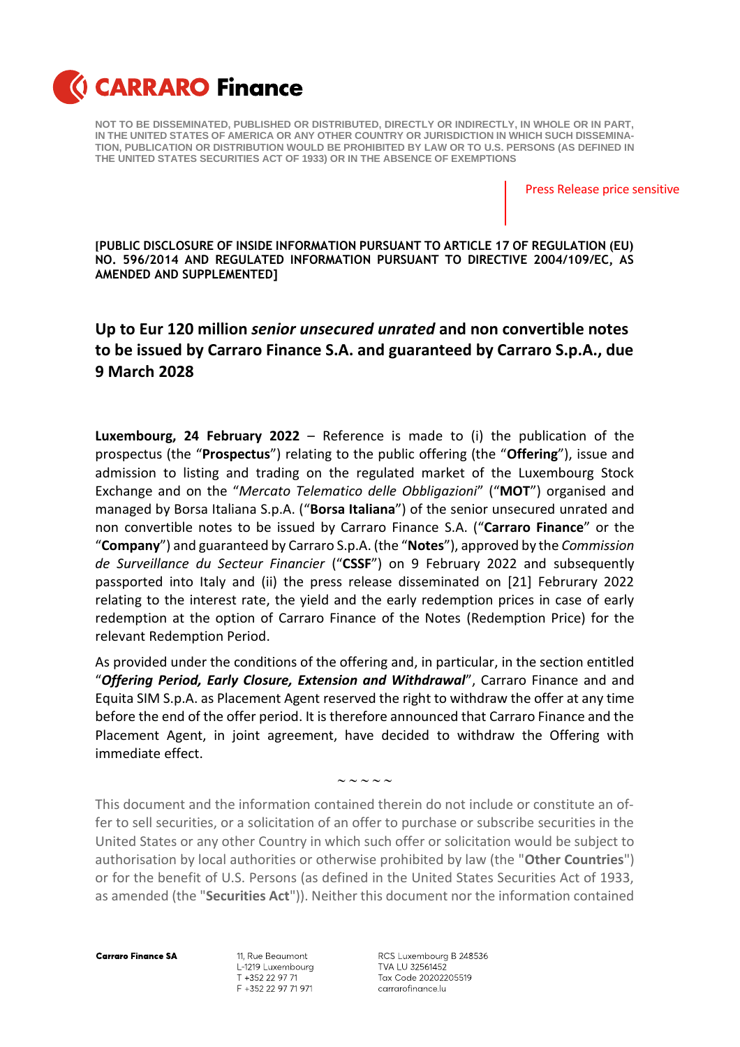# CARRARO Finance

NOT TO BE DISSEMINATED, PUBLISHED OR DISTRIBUTED, DIRECTLY OR INDIRECTLY, IN WHOLE OR IN PART, IN THE UNITED STATES OF AMERICA OR ANY OTHER COUNTRY OR JURISDICTION IN WHICH SUCH DISSEMINATION, PUBLICATION OR DISTRIBUTION WOULD BE PROHIBITED BY LAW OR TO U.S. PERSONS (AS DEFINED IN THE UNITED STATES SECURITIES ACT OF 1933) OR IN THE ABSENCE OF EXEMPTIONS

Press Release price sensitive

**[PUBLIC DISCLOSURE OF INSIDE INFORMATION PURSUANT TO ARTICLE 17 OF REGULATION (EU) NO. 596/2014 AND REGULATED INFORMATION PURSUANT TO DIRECTIVE 2004/109/EC, AS AMENDED AND SUPPLEMENTED]**

## Up to Eur 120 million *senior unsecured unrated* and non convertible notes to be issued by Carraro Finance S.A. and guaranteed by Carraro S.p.A., due 9 March 2028

**Luxembourg, 24 February 2022** – Reference is made to (i) the publication of the prospectus (the "**Prospectus**") relating to the public offering (the "**Offering**"), issue and admission to listing and trading on the regulated market of the Luxembourg Stock Exchange and on the "*Mercato Telematico delle Obbligazioni*" ("**MOT**") organised and managed by Borsa Italiana S.p.A. ("**Borsa Italiana**") of the senior unsecured unrated and non convertible notes to be issued by Carraro Finance S.A. ("**Carraro Finance**" or the "**Company**") and guaranteed by Carraro S.p.A. (the "**Notes**"), approved by the *Commission de Surveillance du Secteur Financier* ("**CSSF**") on 9 February 2022 and subsequently passported into Italy and (ii) the press release disseminated on [21] Februrary 2022 relating to the interest rate, the yield and the early redemption prices in case of early redemption at the option of Carraro Finance of the Notes (Redemption Price) for the relevant Redemption Period.

As provided under the conditions of the offering and, in particular, in the section entitled "***Offering Period, Early Closure, Extension and Withdrawal***", Carraro Finance and and Equita SIM S.p.A. as Placement Agent reserved the right to withdraw the offer at any time before the end of the offer period. It is therefore announced that Carraro Finance and the Placement Agent, in joint agreement, have decided to withdraw the Offering with immediate effect.

~ ~ ~ ~ ~

This document and the information contained therein do not include or constitute an offer to sell securities, or a solicitation of an offer to purchase or subscribe securities in the United States or any other Country in which such offer or solicitation would be subject to authorisation by local authorities or otherwise prohibited by law (the "**Other Countries**") or for the benefit of U.S. Persons (as defined in the United States Securities Act of 1933, as amended (the "**Securities Act**")). Neither this document nor the information contained

**Carraro Finance SA**

11, Rue Beaumont
L-1219 Luxembourg
T +352 22 97 71
F +352 22 97 71 971

RCS Luxembourg B 248536
TVA LU 32561452
Tax Code 20202205519
carrarofinance.lu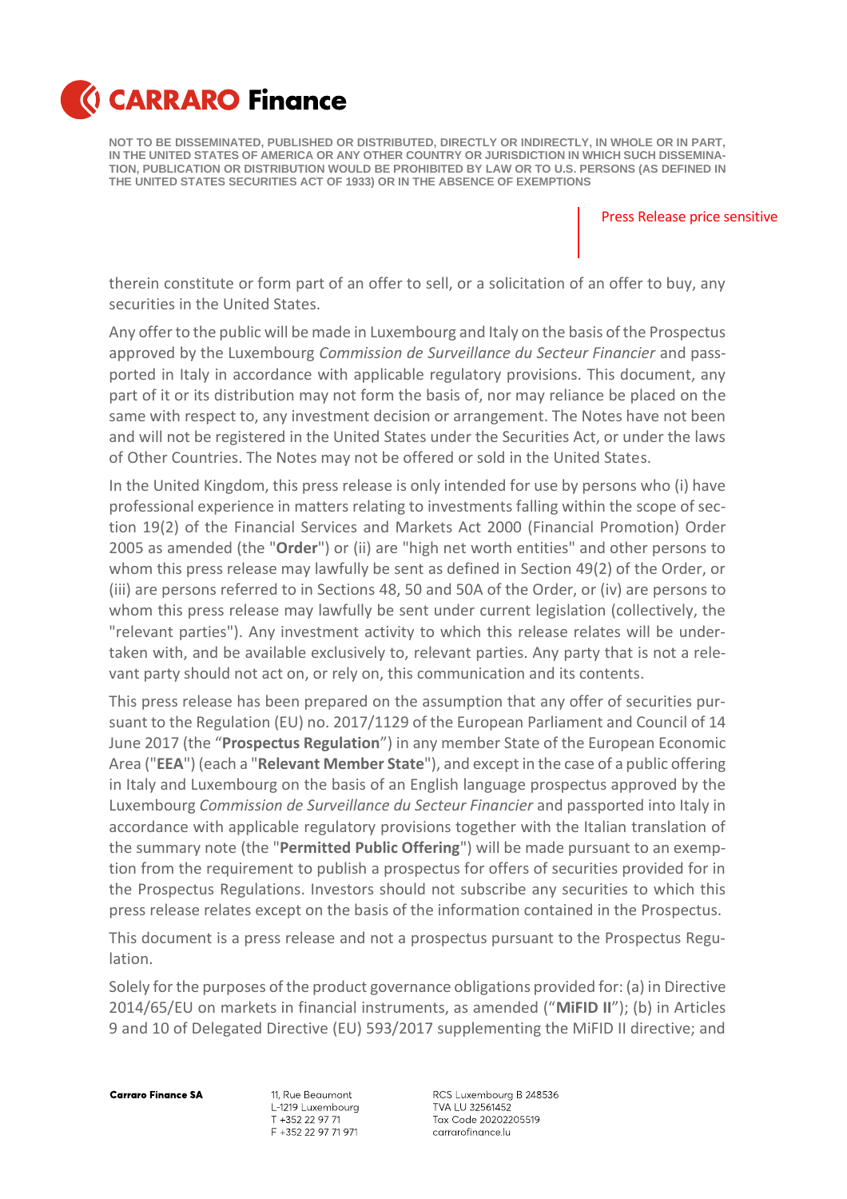therein constitute or form part of an offer to sell, or a solicitation of an offer to buy, any securities in the United States.

Any offer to the public will be made in Luxembourg and Italy on the basis of the Prospectus approved by the Luxembourg *Commission de Surveillance du Secteur Financier* and passported in Italy in accordance with applicable regulatory provisions. This document, any part of it or its distribution may not form the basis of, nor may reliance be placed on the same with respect to, any investment decision or arrangement. The Notes have not been and will not be registered in the United States under the Securities Act, or under the laws of Other Countries. The Notes may not be offered or sold in the United States.

In the United Kingdom, this press release is only intended for use by persons who (i) have professional experience in matters relating to investments falling within the scope of section 19(2) of the Financial Services and Markets Act 2000 (Financial Promotion) Order 2005 as amended (the "**Order**") or (ii) are "high net worth entities" and other persons to whom this press release may lawfully be sent as defined in Section 49(2) of the Order, or (iii) are persons referred to in Sections 48, 50 and 50A of the Order, or (iv) are persons to whom this press release may lawfully be sent under current legislation (collectively, the "relevant parties"). Any investment activity to which this release relates will be undertaken with, and be available exclusively to, relevant parties. Any party that is not a relevant party should not act on, or rely on, this communication and its contents.

This press release has been prepared on the assumption that any offer of securities pursuant to the Regulation (EU) no. 2017/1129 of the European Parliament and Council of 14 June 2017 (the "**Prospectus Regulation**") in any member State of the European Economic Area ("**EEA**") (each a "**Relevant Member State**"), and except in the case of a public offering in Italy and Luxembourg on the basis of an English language prospectus approved by the Luxembourg *Commission de Surveillance du Secteur Financier* and passported into Italy in accordance with applicable regulatory provisions together with the Italian translation of the summary note (the "**Permitted Public Offering**") will be made pursuant to an exemption from the requirement to publish a prospectus for offers of securities provided for in the Prospectus Regulations. Investors should not subscribe any securities to which this press release relates except on the basis of the information contained in the Prospectus.

This document is a press release and not a prospectus pursuant to the Prospectus Regulation.

Solely for the purposes of the product governance obligations provided for: (a) in Directive 2014/65/EU on markets in financial instruments, as amended ("**MiFID II**"); (b) in Articles 9 and 10 of Delegated Directive (EU) 593/2017 supplementing the MiFID II directive; and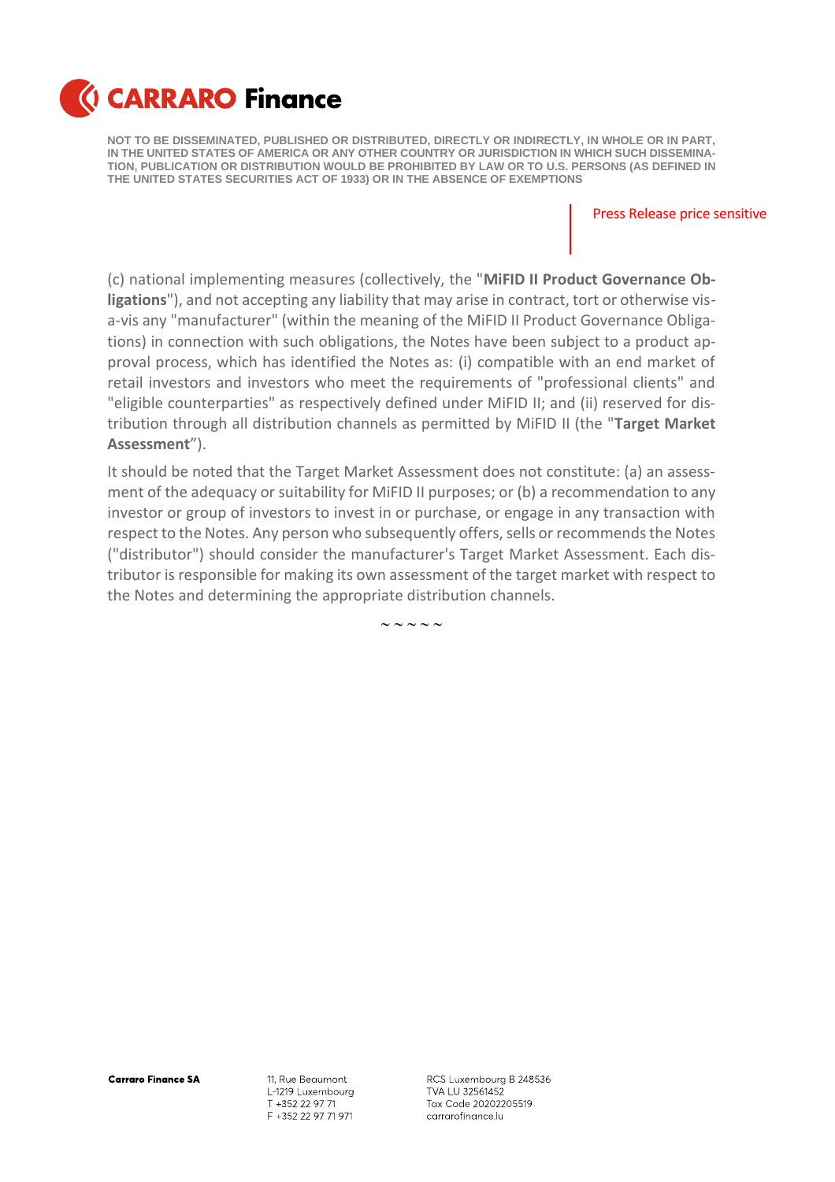NOT TO BE DISSEMINATED, PUBLISHED OR DISTRIBUTED, DIRECTLY OR INDIRECTLY, IN WHOLE OR IN PART, IN THE UNITED STATES OF AMERICA OR ANY OTHER COUNTRY OR JURISDICTION IN WHICH SUCH DISSEMINATION, PUBLICATION OR DISTRIBUTION WOULD BE PROHIBITED BY LAW OR TO U.S. PERSONS (AS DEFINED IN THE UNITED STATES SECURITIES ACT OF 1933) OR IN THE ABSENCE OF EXEMPTIONS

Press Release price sensitive

(c) national implementing measures (collectively, the "**MiFID II Product Governance Obligations**"), and not accepting any liability that may arise in contract, tort or otherwise vis-a-vis any "manufacturer" (within the meaning of the MiFID II Product Governance Obligations) in connection with such obligations, the Notes have been subject to a product approval process, which has identified the Notes as: (i) compatible with an end market of retail investors and investors who meet the requirements of "professional clients" and "eligible counterparties" as respectively defined under MiFID II; and (ii) reserved for distribution through all distribution channels as permitted by MiFID II (the "**Target Market Assessment**").

It should be noted that the Target Market Assessment does not constitute: (a) an assessment of the adequacy or suitability for MiFID II purposes; or (b) a recommendation to any investor or group of investors to invest in or purchase, or engage in any transaction with respect to the Notes. Any person who subsequently offers, sells or recommends the Notes ("distributor") should consider the manufacturer's Target Market Assessment. Each distributor is responsible for making its own assessment of the target market with respect to the Notes and determining the appropriate distribution channels.

~ ~ ~ ~ ~

**Carraro Finance SA**

11, Rue Beaumont
L-1219 Luxembourg
T +352 22 97 71
F +352 22 97 71 971

RCS Luxembourg B 248536
TVA LU 32561452
Tax Code 20202205519
carrarofinance.lu